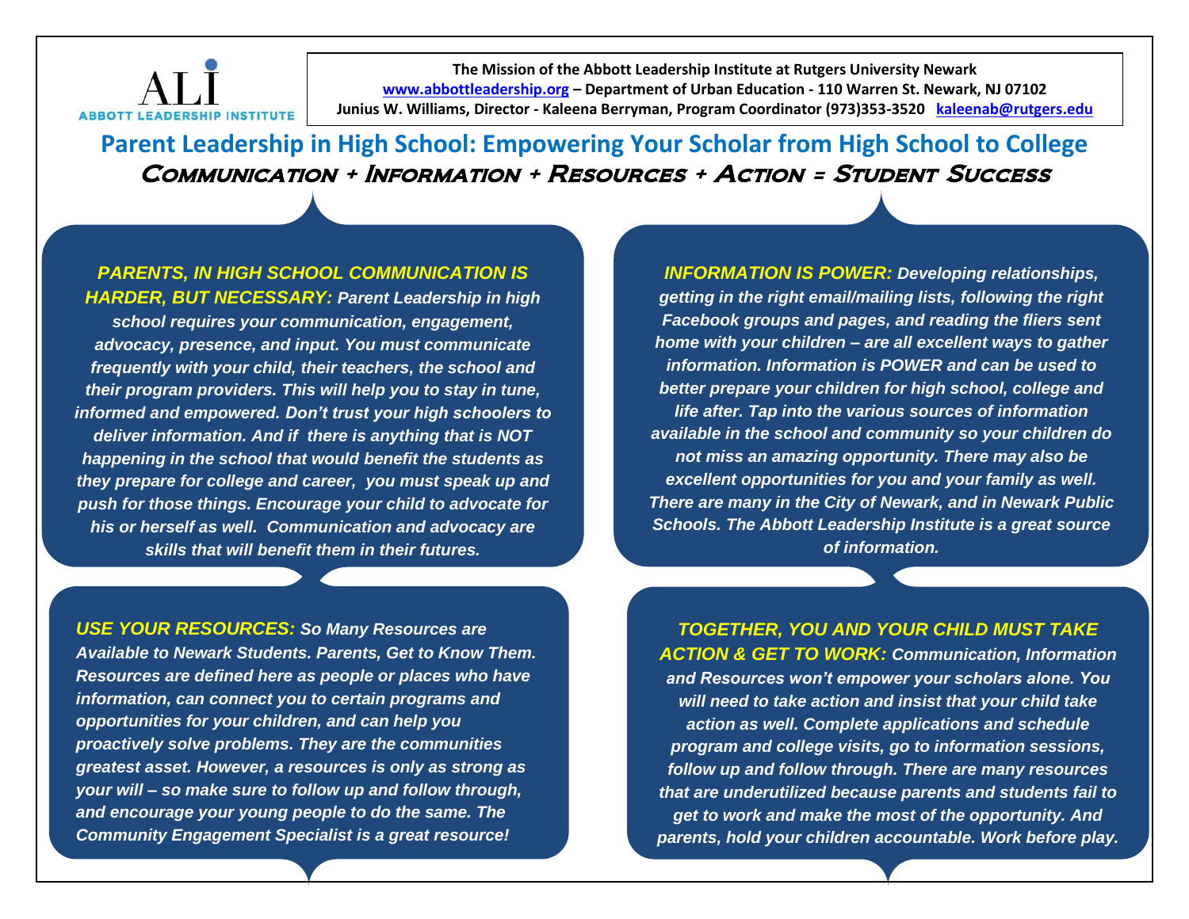ALI
ABBOTT LEADERSHIP INSTITUTE

**The Mission of the Abbott Leadership Institute at Rutgers University Newark**
**www.abbottleadership.org – Department of Urban Education - 110 Warren St. Newark, NJ 07102**
**Junius W. Williams, Director - Kaleena Berryman, Program Coordinator (973)353-3520 kaleenab@rutgers.edu**

# Parent Leadership in High School: Empowering Your Scholar from High School to College

## Communication + Information + Resources + Action = Student Success

***PARENTS, IN HIGH SCHOOL COMMUNICATION IS HARDER, BUT NECESSARY:*** ***Parent Leadership in high school requires your communication, engagement, advocacy, presence, and input. You must communicate frequently with your child, their teachers, the school and their program providers. This will help you to stay in tune, informed and empowered. Don't trust your high schoolers to deliver information. And if there is anything that is NOT happening in the school that would benefit the students as they prepare for college and career, you must speak up and push for those things. Encourage your child to advocate for his or herself as well. Communication and advocacy are skills that will benefit them in their futures.***

***INFORMATION IS POWER:*** ***Developing relationships, getting in the right email/mailing lists, following the right Facebook groups and pages, and reading the fliers sent home with your children – are all excellent ways to gather information. Information is POWER and can be used to better prepare your children for high school, college and life after. Tap into the various sources of information available in the school and community so your children do not miss an amazing opportunity. There may also be excellent opportunities for you and your family as well. There are many in the City of Newark, and in Newark Public Schools. The Abbott Leadership Institute is a great source of information.***

***USE YOUR RESOURCES:*** ***So Many Resources are Available to Newark Students. Parents, Get to Know Them. Resources are defined here as people or places who have information, can connect you to certain programs and opportunities for your children, and can help you proactively solve problems. They are the communities greatest asset. However, a resources is only as strong as your will – so make sure to follow up and follow through, and encourage your young people to do the same. The Community Engagement Specialist is a great resource!***

***TOGETHER, YOU AND YOUR CHILD MUST TAKE ACTION & GET TO WORK:*** ***Communication, Information and Resources won't empower your scholars alone. You will need to take action and insist that your child take action as well. Complete applications and schedule program and college visits, go to information sessions, follow up and follow through. There are many resources that are underutilized because parents and students fail to get to work and make the most of the opportunity. And parents, hold your children accountable. Work before play.***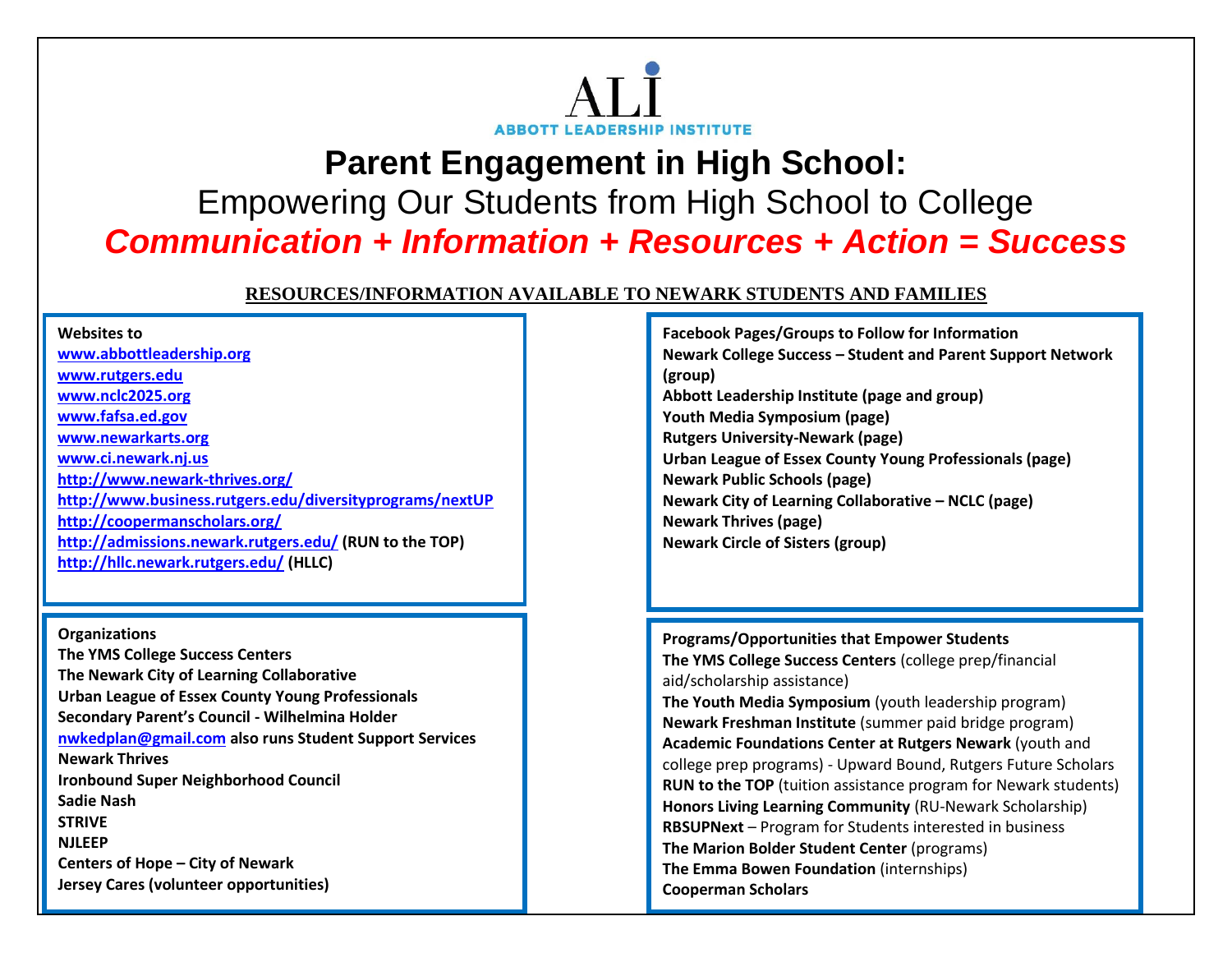ALI

ABBOTT LEADERSHIP INSTITUTE

# Parent Engagement in High School:

## Empowering Our Students from High School to College

***Communication + Information + Resources + Action = Success***

**RESOURCES/INFORMATION AVAILABLE TO NEWARK STUDENTS AND FAMILIES**

**Websites to**

- www.abbottleadership.org
- www.rutgers.edu
- www.nclc2025.org
- www.fafsa.ed.gov
- www.newarkarts.org
- www.ci.newark.nj.us
- http://www.newark-thrives.org/
- http://www.business.rutgers.edu/diversityprograms/nextUP
- http://coopermanscholars.org/
- http://admissions.newark.rutgers.edu/ **(RUN to the TOP)**
- http://hllc.newark.rutgers.edu/ **(HLLC)**

**Organizations**

- **The YMS College Success Centers**
- **The Newark City of Learning Collaborative**
- **Urban League of Essex County Young Professionals**
- **Secondary Parent's Council - Wilhelmina Holder**
  nwkedplan@gmail.com **also runs Student Support Services**
- **Newark Thrives**
- **Ironbound Super Neighborhood Council**
- **Sadie Nash**
- **STRIVE**
- **NJLEEP**
- **Centers of Hope – City of Newark**
- **Jersey Cares (volunteer opportunities)**

**Facebook Pages/Groups to Follow for Information**

- **Newark College Success – Student and Parent Support Network (group)**
- **Abbott Leadership Institute (page and group)**
- **Youth Media Symposium (page)**
- **Rutgers University-Newark (page)**
- **Urban League of Essex County Young Professionals (page)**
- **Newark Public Schools (page)**
- **Newark City of Learning Collaborative – NCLC (page)**
- **Newark Thrives (page)**
- **Newark Circle of Sisters (group)**

**Programs/Opportunities that Empower Students**

- **The YMS College Success Centers** (college prep/financial aid/scholarship assistance)
- **The Youth Media Symposium** (youth leadership program)
- **Newark Freshman Institute** (summer paid bridge program)
- **Academic Foundations Center at Rutgers Newark** (youth and college prep programs) - Upward Bound, Rutgers Future Scholars
- **RUN to the TOP** (tuition assistance program for Newark students)
- **Honors Living Learning Community** (RU-Newark Scholarship)
- **RBSUPNext** – Program for Students interested in business
- **The Marion Bolder Student Center** (programs)
- **The Emma Bowen Foundation** (internships)
- **Cooperman Scholars**